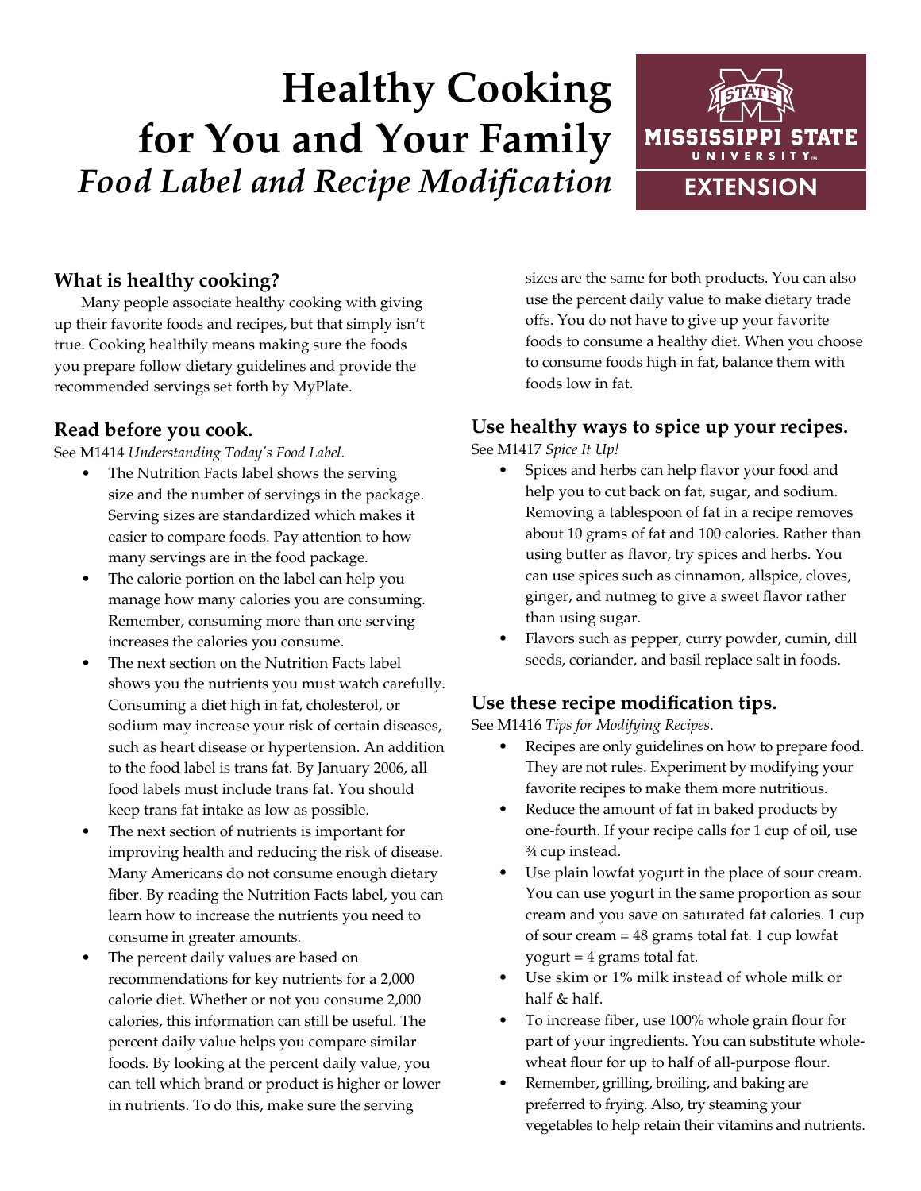# Healthy Cooking for You and Your Family

## *Food Label and Recipe Modification*

### What is healthy cooking?

Many people associate healthy cooking with giving up their favorite foods and recipes, but that simply isn't true. Cooking healthily means making sure the foods you prepare follow dietary guidelines and provide the recommended servings set forth by MyPlate.

### Read before you cook.

See M1414 *Understanding Today's Food Label*.

- The Nutrition Facts label shows the serving size and the number of servings in the package. Serving sizes are standardized which makes it easier to compare foods. Pay attention to how many servings are in the food package.
- The calorie portion on the label can help you manage how many calories you are consuming. Remember, consuming more than one serving increases the calories you consume.
- The next section on the Nutrition Facts label shows you the nutrients you must watch carefully. Consuming a diet high in fat, cholesterol, or sodium may increase your risk of certain diseases, such as heart disease or hypertension. An addition to the food label is trans fat. By January 2006, all food labels must include trans fat. You should keep trans fat intake as low as possible.
- The next section of nutrients is important for improving health and reducing the risk of disease. Many Americans do not consume enough dietary fiber. By reading the Nutrition Facts label, you can learn how to increase the nutrients you need to consume in greater amounts.
- The percent daily values are based on recommendations for key nutrients for a 2,000 calorie diet. Whether or not you consume 2,000 calories, this information can still be useful. The percent daily value helps you compare similar foods. By looking at the percent daily value, you can tell which brand or product is higher or lower in nutrients. To do this, make sure the serving sizes are the same for both products. You can also use the percent daily value to make dietary trade offs. You do not have to give up your favorite foods to consume a healthy diet. When you choose to consume foods high in fat, balance them with foods low in fat.

### Use healthy ways to spice up your recipes.

See M1417 *Spice It Up!*

- Spices and herbs can help flavor your food and help you to cut back on fat, sugar, and sodium. Removing a tablespoon of fat in a recipe removes about 10 grams of fat and 100 calories. Rather than using butter as flavor, try spices and herbs. You can use spices such as cinnamon, allspice, cloves, ginger, and nutmeg to give a sweet flavor rather than using sugar.
- Flavors such as pepper, curry powder, cumin, dill seeds, coriander, and basil replace salt in foods.

### Use these recipe modification tips.

See M1416 *Tips for Modifying Recipes*.

- Recipes are only guidelines on how to prepare food. They are not rules. Experiment by modifying your favorite recipes to make them more nutritious.
- Reduce the amount of fat in baked products by one-fourth. If your recipe calls for 1 cup of oil, use ¾ cup instead.
- Use plain lowfat yogurt in the place of sour cream. You can use yogurt in the same proportion as sour cream and you save on saturated fat calories. 1 cup of sour cream = 48 grams total fat. 1 cup lowfat yogurt = 4 grams total fat.
- Use skim or 1% milk instead of whole milk or half & half.
- To increase fiber, use 100% whole grain flour for part of your ingredients. You can substitute whole-wheat flour for up to half of all-purpose flour.
- Remember, grilling, broiling, and baking are preferred to frying. Also, try steaming your vegetables to help retain their vitamins and nutrients.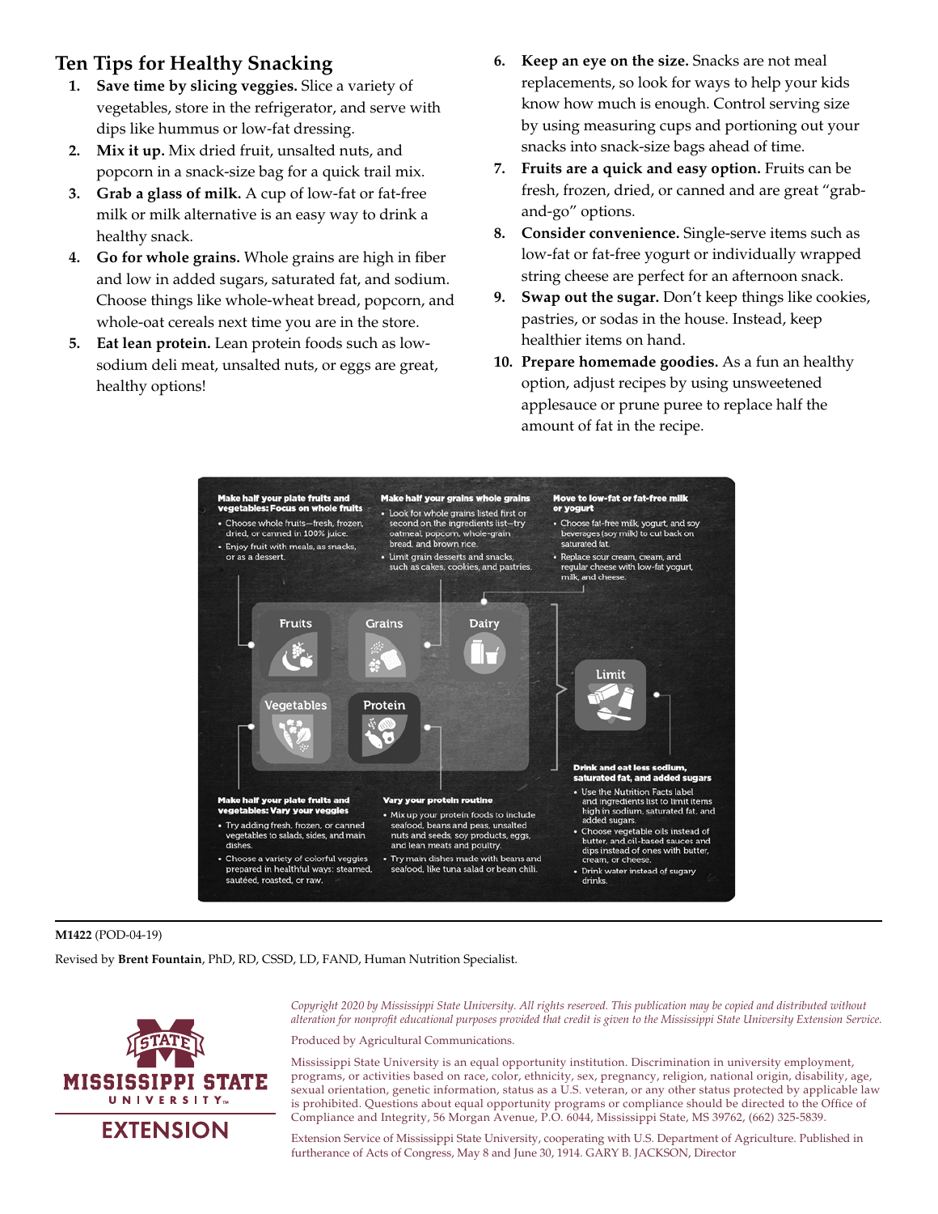## Ten Tips for Healthy Snacking

1. **Save time by slicing veggies.** Slice a variety of vegetables, store in the refrigerator, and serve with dips like hummus or low-fat dressing.
2. **Mix it up.** Mix dried fruit, unsalted nuts, and popcorn in a snack-size bag for a quick trail mix.
3. **Grab a glass of milk.** A cup of low-fat or fat-free milk or milk alternative is an easy way to drink a healthy snack.
4. **Go for whole grains.** Whole grains are high in fiber and low in added sugars, saturated fat, and sodium. Choose things like whole-wheat bread, popcorn, and whole-oat cereals next time you are in the store.
5. **Eat lean protein.** Lean protein foods such as low-sodium deli meat, unsalted nuts, or eggs are great, healthy options!
6. **Keep an eye on the size.** Snacks are not meal replacements, so look for ways to help your kids know how much is enough. Control serving size by using measuring cups and portioning out your snacks into snack-size bags ahead of time.
7. **Fruits are a quick and easy option.** Fruits can be fresh, frozen, dried, or canned and are great "grab-and-go" options.
8. **Consider convenience.** Single-serve items such as low-fat or fat-free yogurt or individually wrapped string cheese are perfect for an afternoon snack.
9. **Swap out the sugar.** Don't keep things like cookies, pastries, or sodas in the house. Instead, keep healthier items on hand.
10. **Prepare homemade goodies.** As a fun an healthy option, adjust recipes by using unsweetened applesauce or prune puree to replace half the amount of fat in the recipe.

**Make half your plate fruits and vegetables: Focus on whole fruits**
- Choose whole fruits—fresh, frozen, dried, or canned in 100% juice.
- Enjoy fruit with meals, as snacks, or as a dessert.

**Make half your grains whole grains**
- Look for whole grains listed first or second on the ingredients list—try oatmeal, popcorn, whole-grain bread, and brown rice.
- Limit grain desserts and snacks, such as cakes, cookies, and pastries.

**Move to low-fat or fat-free milk or yogurt**
- Choose fat-free milk, yogurt, and soy beverages (soy milk) to cut back on saturated fat.
- Replace sour cream, cream, and regular cheese with low-fat yogurt, milk, and cheese.

Fruits
Grains
Dairy
Vegetables
Protein
Limit

**Make half your plate fruits and vegetables: Vary your veggies**
- Try adding fresh, frozen, or canned vegetables to salads, sides, and main dishes.
- Choose a variety of colorful veggies prepared in healthful ways: steamed, sautéed, roasted, or raw.

**Vary your protein routine**
- Mix up your protein foods to include seafood, beans and peas, unsalted nuts and seeds, soy products, eggs, and lean meats and poultry.
- Try main dishes made with beans and seafood, like tuna salad or bean chili.

**Drink and eat less sodium, saturated fat, and added sugars**
- Use the Nutrition Facts label and ingredients list to limit items high in sodium, saturated fat, and added sugars.
- Choose vegetable oils instead of butter, and oil-based sauces and dips instead of ones with butter, cream, or cheese.
- Drink water instead of sugary drinks.

---

**M1422** (POD-04-19)

Revised by **Brent Fountain**, PhD, RD, CSSD, LD, FAND, Human Nutrition Specialist.

MISSISSIPPI STATE UNIVERSITY EXTENSION

*Copyright 2020 by Mississippi State University. All rights reserved. This publication may be copied and distributed without alteration for nonprofit educational purposes provided that credit is given to the Mississippi State University Extension Service.*

Produced by Agricultural Communications.

Mississippi State University is an equal opportunity institution. Discrimination in university employment, programs, or activities based on race, color, ethnicity, sex, pregnancy, religion, national origin, disability, age, sexual orientation, genetic information, status as a U.S. veteran, or any other status protected by applicable law is prohibited. Questions about equal opportunity programs or compliance should be directed to the Office of Compliance and Integrity, 56 Morgan Avenue, P.O. 6044, Mississippi State, MS 39762, (662) 325-5839.

Extension Service of Mississippi State University, cooperating with U.S. Department of Agriculture. Published in furtherance of Acts of Congress, May 8 and June 30, 1914. GARY B. JACKSON, Director